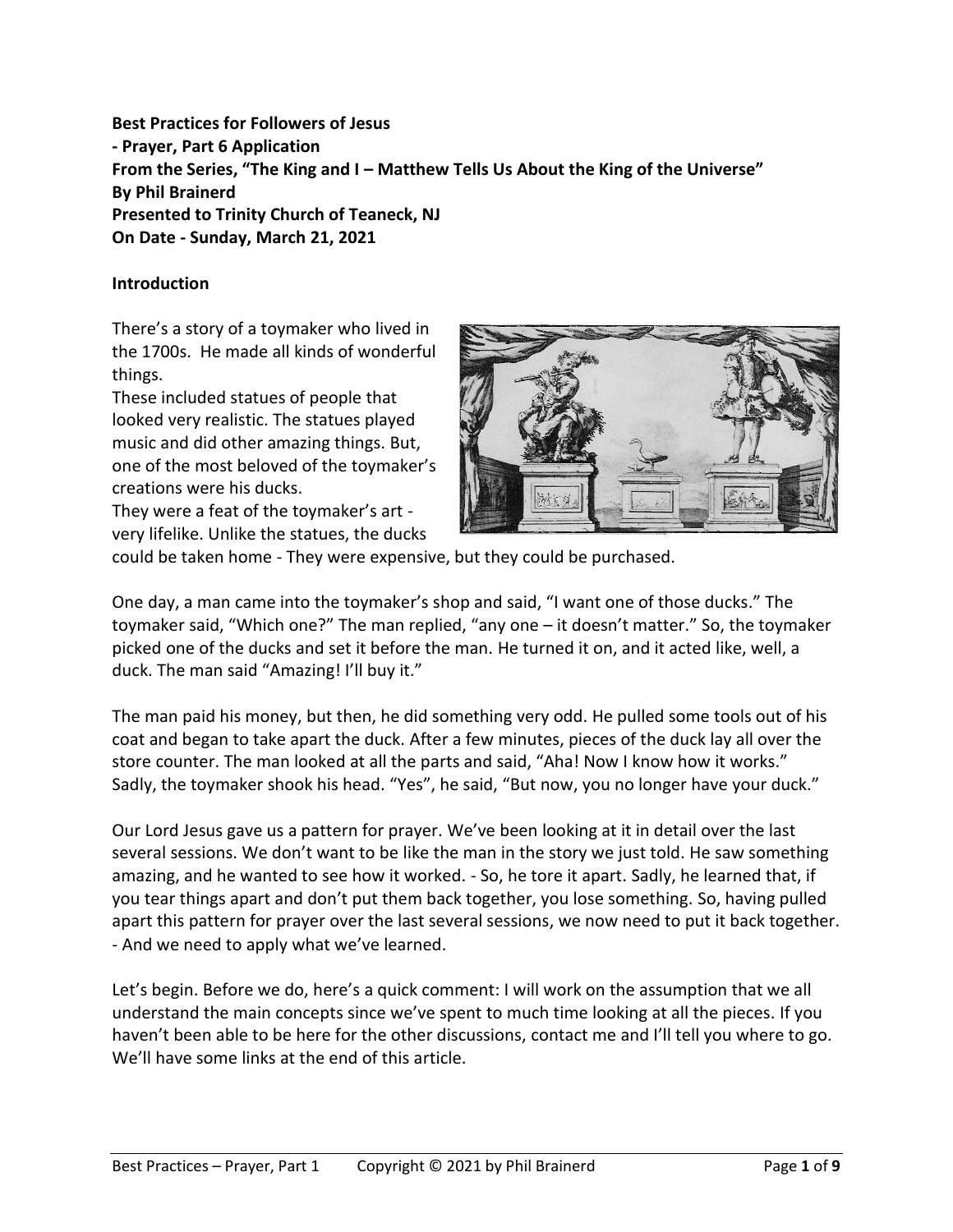**Best Practices for Followers of Jesus**
**- Prayer, Part 6 Application**
**From the Series, "The King and I – Matthew Tells Us About the King of the Universe"**
**By Phil Brainerd**
**Presented to Trinity Church of Teaneck, NJ**
**On Date - Sunday, March 21, 2021**

## Introduction

There's a story of a toymaker who lived in the 1700s. He made all kinds of wonderful things.

These included statues of people that looked very realistic. The statues played music and did other amazing things. But, one of the most beloved of the toymaker's creations were his ducks.

They were a feat of the toymaker's art - very lifelike. Unlike the statues, the ducks could be taken home - They were expensive, but they could be purchased.

One day, a man came into the toymaker's shop and said, "I want one of those ducks." The toymaker said, "Which one?" The man replied, "any one – it doesn't matter." So, the toymaker picked one of the ducks and set it before the man. He turned it on, and it acted like, well, a duck. The man said "Amazing! I'll buy it."

The man paid his money, but then, he did something very odd. He pulled some tools out of his coat and began to take apart the duck. After a few minutes, pieces of the duck lay all over the store counter. The man looked at all the parts and said, "Aha! Now I know how it works." Sadly, the toymaker shook his head. "Yes", he said, "But now, you no longer have your duck."

Our Lord Jesus gave us a pattern for prayer. We've been looking at it in detail over the last several sessions. We don't want to be like the man in the story we just told. He saw something amazing, and he wanted to see how it worked. - So, he tore it apart. Sadly, he learned that, if you tear things apart and don't put them back together, you lose something. So, having pulled apart this pattern for prayer over the last several sessions, we now need to put it back together. - And we need to apply what we've learned.

Let's begin. Before we do, here's a quick comment: I will work on the assumption that we all understand the main concepts since we've spent to much time looking at all the pieces. If you haven't been able to be here for the other discussions, contact me and I'll tell you where to go. We'll have some links at the end of this article.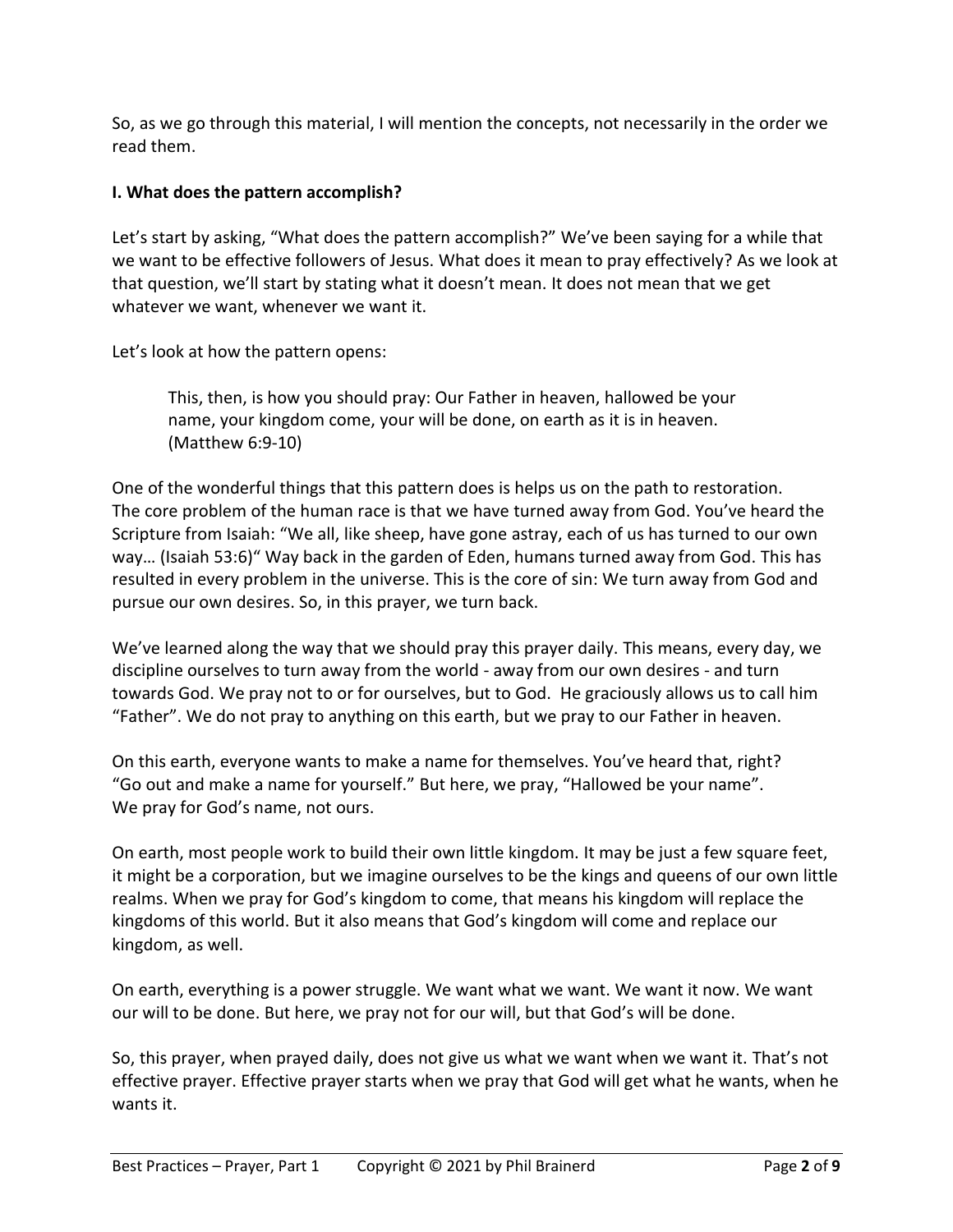So, as we go through this material, I will mention the concepts, not necessarily in the order we read them.

**I. What does the pattern accomplish?**

Let's start by asking, "What does the pattern accomplish?" We've been saying for a while that we want to be effective followers of Jesus. What does it mean to pray effectively? As we look at that question, we'll start by stating what it doesn't mean. It does not mean that we get whatever we want, whenever we want it.

Let's look at how the pattern opens:

> This, then, is how you should pray: Our Father in heaven, hallowed be your name, your kingdom come, your will be done, on earth as it is in heaven. (Matthew 6:9-10)

One of the wonderful things that this pattern does is helps us on the path to restoration. The core problem of the human race is that we have turned away from God. You've heard the Scripture from Isaiah: "We all, like sheep, have gone astray, each of us has turned to our own way… (Isaiah 53:6)" Way back in the garden of Eden, humans turned away from God. This has resulted in every problem in the universe. This is the core of sin: We turn away from God and pursue our own desires. So, in this prayer, we turn back.

We've learned along the way that we should pray this prayer daily. This means, every day, we discipline ourselves to turn away from the world - away from our own desires - and turn towards God. We pray not to or for ourselves, but to God. He graciously allows us to call him "Father". We do not pray to anything on this earth, but we pray to our Father in heaven.

On this earth, everyone wants to make a name for themselves. You've heard that, right? "Go out and make a name for yourself." But here, we pray, "Hallowed be your name". We pray for God's name, not ours.

On earth, most people work to build their own little kingdom. It may be just a few square feet, it might be a corporation, but we imagine ourselves to be the kings and queens of our own little realms. When we pray for God's kingdom to come, that means his kingdom will replace the kingdoms of this world. But it also means that God's kingdom will come and replace our kingdom, as well.

On earth, everything is a power struggle. We want what we want. We want it now. We want our will to be done. But here, we pray not for our will, but that God's will be done.

So, this prayer, when prayed daily, does not give us what we want when we want it. That's not effective prayer. Effective prayer starts when we pray that God will get what he wants, when he wants it.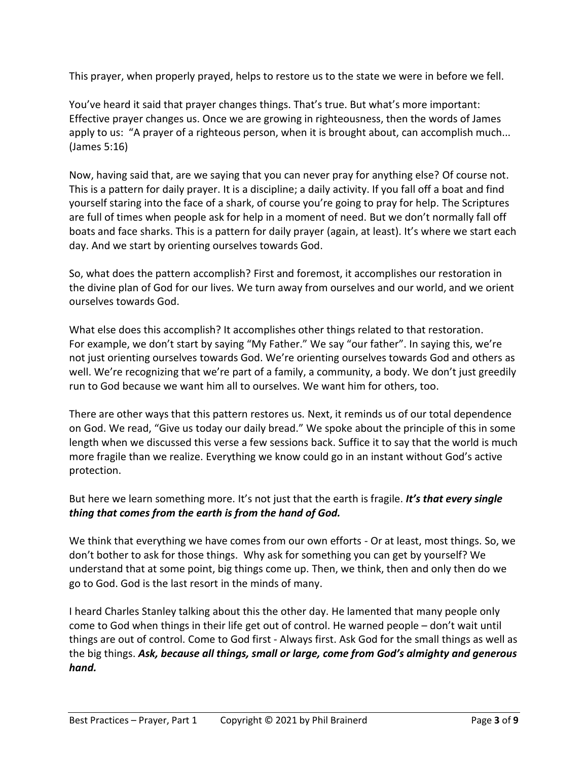This prayer, when properly prayed, helps to restore us to the state we were in before we fell.

You've heard it said that prayer changes things. That's true. But what's more important: Effective prayer changes us. Once we are growing in righteousness, then the words of James apply to us: "A prayer of a righteous person, when it is brought about, can accomplish much... (James 5:16)

Now, having said that, are we saying that you can never pray for anything else? Of course not. This is a pattern for daily prayer. It is a discipline; a daily activity. If you fall off a boat and find yourself staring into the face of a shark, of course you're going to pray for help. The Scriptures are full of times when people ask for help in a moment of need. But we don't normally fall off boats and face sharks. This is a pattern for daily prayer (again, at least). It's where we start each day. And we start by orienting ourselves towards God.

So, what does the pattern accomplish? First and foremost, it accomplishes our restoration in the divine plan of God for our lives. We turn away from ourselves and our world, and we orient ourselves towards God.

What else does this accomplish? It accomplishes other things related to that restoration. For example, we don't start by saying "My Father." We say "our father". In saying this, we're not just orienting ourselves towards God. We're orienting ourselves towards God and others as well. We're recognizing that we're part of a family, a community, a body. We don't just greedily run to God because we want him all to ourselves. We want him for others, too.

There are other ways that this pattern restores us. Next, it reminds us of our total dependence on God. We read, "Give us today our daily bread." We spoke about the principle of this in some length when we discussed this verse a few sessions back. Suffice it to say that the world is much more fragile than we realize. Everything we know could go in an instant without God's active protection.

But here we learn something more. It's not just that the earth is fragile. ***It's that every single thing that comes from the earth is from the hand of God.***

We think that everything we have comes from our own efforts - Or at least, most things. So, we don't bother to ask for those things. Why ask for something you can get by yourself? We understand that at some point, big things come up. Then, we think, then and only then do we go to God. God is the last resort in the minds of many.

I heard Charles Stanley talking about this the other day. He lamented that many people only come to God when things in their life get out of control. He warned people – don't wait until things are out of control. Come to God first - Always first. Ask God for the small things as well as the big things. ***Ask, because all things, small or large, come from God's almighty and generous hand.***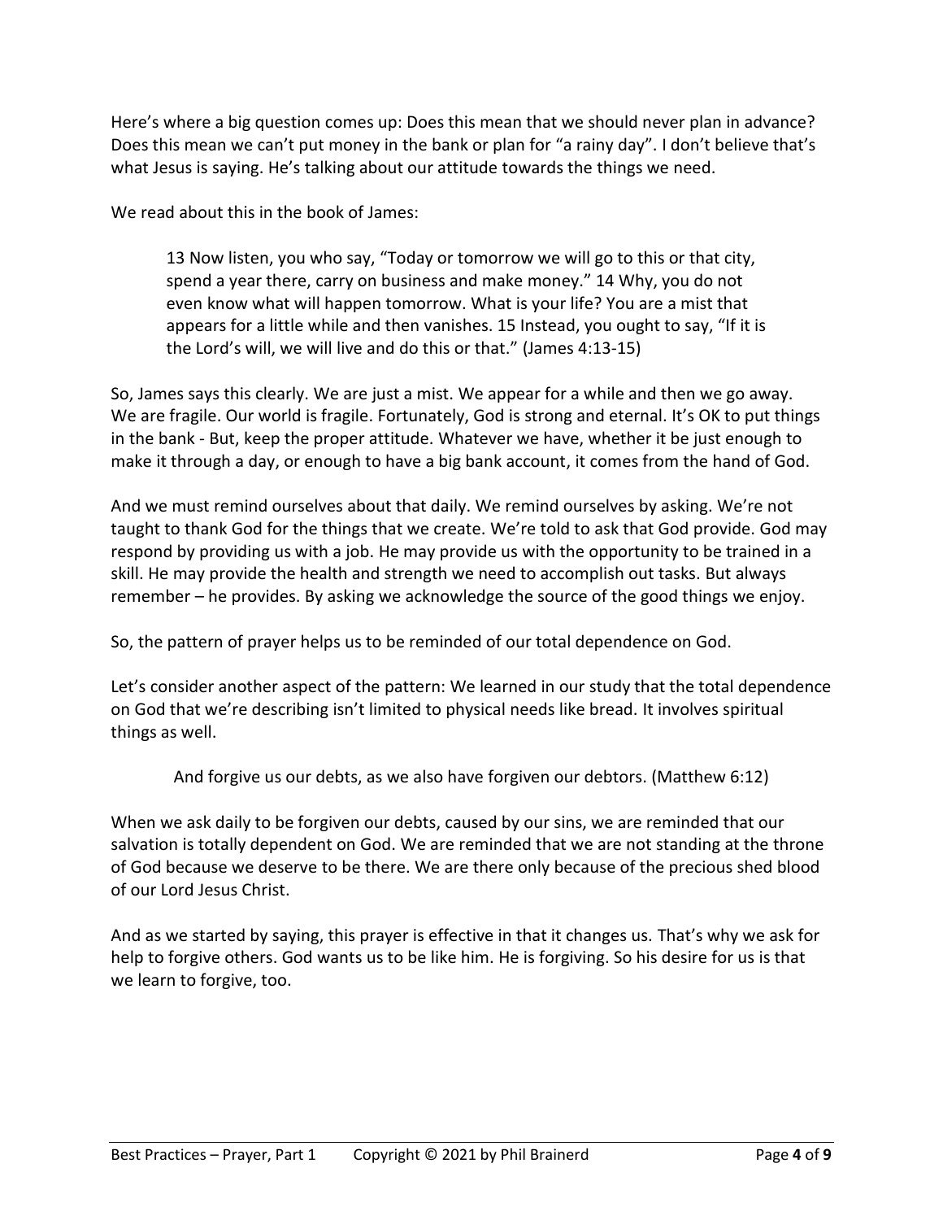Here's where a big question comes up: Does this mean that we should never plan in advance? Does this mean we can't put money in the bank or plan for "a rainy day". I don't believe that's what Jesus is saying. He's talking about our attitude towards the things we need.

We read about this in the book of James:

> 13 Now listen, you who say, "Today or tomorrow we will go to this or that city, spend a year there, carry on business and make money." 14 Why, you do not even know what will happen tomorrow. What is your life? You are a mist that appears for a little while and then vanishes. 15 Instead, you ought to say, "If it is the Lord's will, we will live and do this or that." (James 4:13-15)

So, James says this clearly. We are just a mist. We appear for a while and then we go away. We are fragile. Our world is fragile. Fortunately, God is strong and eternal. It's OK to put things in the bank - But, keep the proper attitude. Whatever we have, whether it be just enough to make it through a day, or enough to have a big bank account, it comes from the hand of God.

And we must remind ourselves about that daily. We remind ourselves by asking. We're not taught to thank God for the things that we create. We're told to ask that God provide. God may respond by providing us with a job. He may provide us with the opportunity to be trained in a skill. He may provide the health and strength we need to accomplish out tasks. But always remember – he provides. By asking we acknowledge the source of the good things we enjoy.

So, the pattern of prayer helps us to be reminded of our total dependence on God.

Let's consider another aspect of the pattern: We learned in our study that the total dependence on God that we're describing isn't limited to physical needs like bread. It involves spiritual things as well.

> And forgive us our debts, as we also have forgiven our debtors. (Matthew 6:12)

When we ask daily to be forgiven our debts, caused by our sins, we are reminded that our salvation is totally dependent on God. We are reminded that we are not standing at the throne of God because we deserve to be there. We are there only because of the precious shed blood of our Lord Jesus Christ.

And as we started by saying, this prayer is effective in that it changes us. That's why we ask for help to forgive others. God wants us to be like him. He is forgiving. So his desire for us is that we learn to forgive, too.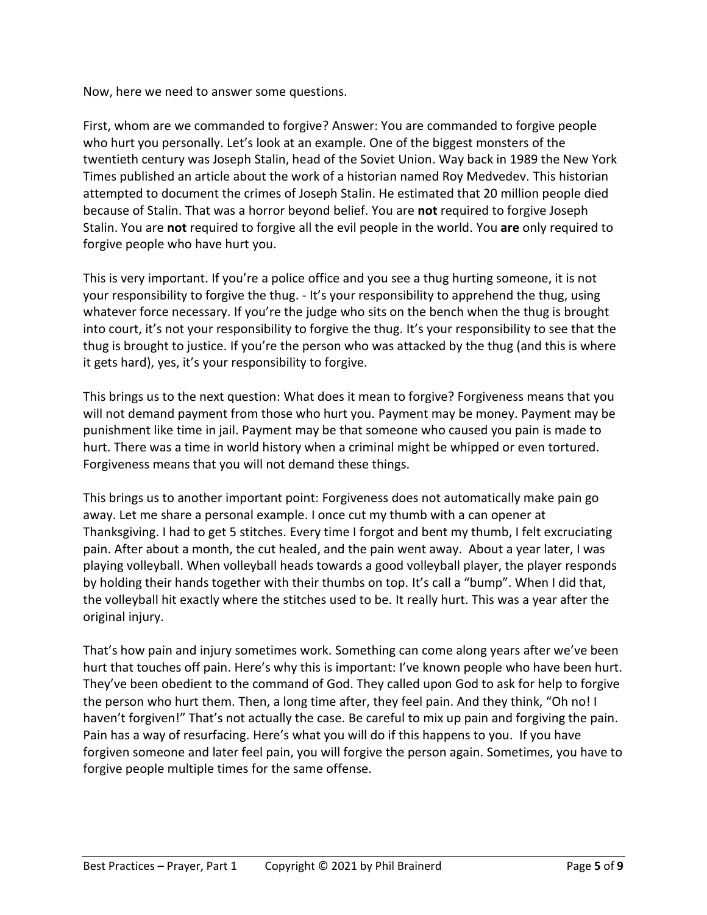Now, here we need to answer some questions.

First, whom are we commanded to forgive? Answer: You are commanded to forgive people who hurt you personally. Let's look at an example. One of the biggest monsters of the twentieth century was Joseph Stalin, head of the Soviet Union. Way back in 1989 the New York Times published an article about the work of a historian named Roy Medvedev. This historian attempted to document the crimes of Joseph Stalin. He estimated that 20 million people died because of Stalin. That was a horror beyond belief. You are **not** required to forgive Joseph Stalin. You are **not** required to forgive all the evil people in the world. You **are** only required to forgive people who have hurt you.

This is very important. If you're a police office and you see a thug hurting someone, it is not your responsibility to forgive the thug. - It's your responsibility to apprehend the thug, using whatever force necessary. If you're the judge who sits on the bench when the thug is brought into court, it's not your responsibility to forgive the thug. It's your responsibility to see that the thug is brought to justice. If you're the person who was attacked by the thug (and this is where it gets hard), yes, it's your responsibility to forgive.

This brings us to the next question: What does it mean to forgive? Forgiveness means that you will not demand payment from those who hurt you. Payment may be money. Payment may be punishment like time in jail. Payment may be that someone who caused you pain is made to hurt. There was a time in world history when a criminal might be whipped or even tortured. Forgiveness means that you will not demand these things.

This brings us to another important point: Forgiveness does not automatically make pain go away. Let me share a personal example. I once cut my thumb with a can opener at Thanksgiving. I had to get 5 stitches. Every time I forgot and bent my thumb, I felt excruciating pain. After about a month, the cut healed, and the pain went away. About a year later, I was playing volleyball. When volleyball heads towards a good volleyball player, the player responds by holding their hands together with their thumbs on top. It's call a "bump". When I did that, the volleyball hit exactly where the stitches used to be. It really hurt. This was a year after the original injury.

That's how pain and injury sometimes work. Something can come along years after we've been hurt that touches off pain. Here's why this is important: I've known people who have been hurt. They've been obedient to the command of God. They called upon God to ask for help to forgive the person who hurt them. Then, a long time after, they feel pain. And they think, "Oh no! I haven't forgiven!" That's not actually the case. Be careful to mix up pain and forgiving the pain. Pain has a way of resurfacing. Here's what you will do if this happens to you. If you have forgiven someone and later feel pain, you will forgive the person again. Sometimes, you have to forgive people multiple times for the same offense.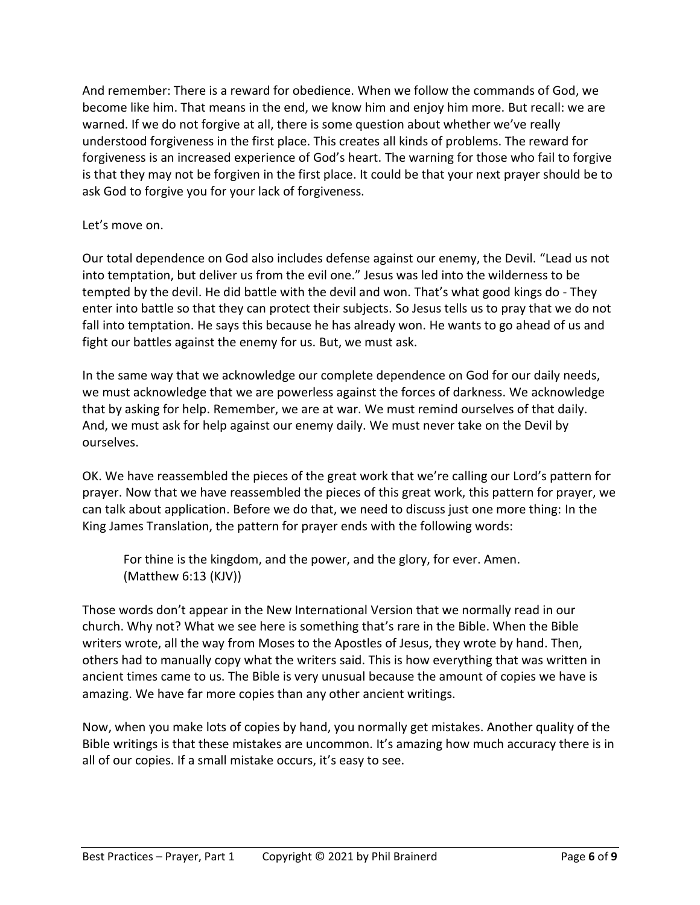And remember: There is a reward for obedience. When we follow the commands of God, we become like him. That means in the end, we know him and enjoy him more. But recall: we are warned. If we do not forgive at all, there is some question about whether we've really understood forgiveness in the first place. This creates all kinds of problems. The reward for forgiveness is an increased experience of God's heart. The warning for those who fail to forgive is that they may not be forgiven in the first place. It could be that your next prayer should be to ask God to forgive you for your lack of forgiveness.

Let's move on.

Our total dependence on God also includes defense against our enemy, the Devil. "Lead us not into temptation, but deliver us from the evil one." Jesus was led into the wilderness to be tempted by the devil. He did battle with the devil and won. That's what good kings do - They enter into battle so that they can protect their subjects. So Jesus tells us to pray that we do not fall into temptation. He says this because he has already won. He wants to go ahead of us and fight our battles against the enemy for us. But, we must ask.

In the same way that we acknowledge our complete dependence on God for our daily needs, we must acknowledge that we are powerless against the forces of darkness. We acknowledge that by asking for help. Remember, we are at war. We must remind ourselves of that daily. And, we must ask for help against our enemy daily. We must never take on the Devil by ourselves.

OK. We have reassembled the pieces of the great work that we're calling our Lord's pattern for prayer. Now that we have reassembled the pieces of this great work, this pattern for prayer, we can talk about application. Before we do that, we need to discuss just one more thing: In the King James Translation, the pattern for prayer ends with the following words:

> For thine is the kingdom, and the power, and the glory, for ever. Amen.
> (Matthew 6:13 (KJV))

Those words don't appear in the New International Version that we normally read in our church. Why not? What we see here is something that's rare in the Bible. When the Bible writers wrote, all the way from Moses to the Apostles of Jesus, they wrote by hand. Then, others had to manually copy what the writers said. This is how everything that was written in ancient times came to us. The Bible is very unusual because the amount of copies we have is amazing. We have far more copies than any other ancient writings.

Now, when you make lots of copies by hand, you normally get mistakes. Another quality of the Bible writings is that these mistakes are uncommon. It's amazing how much accuracy there is in all of our copies. If a small mistake occurs, it's easy to see.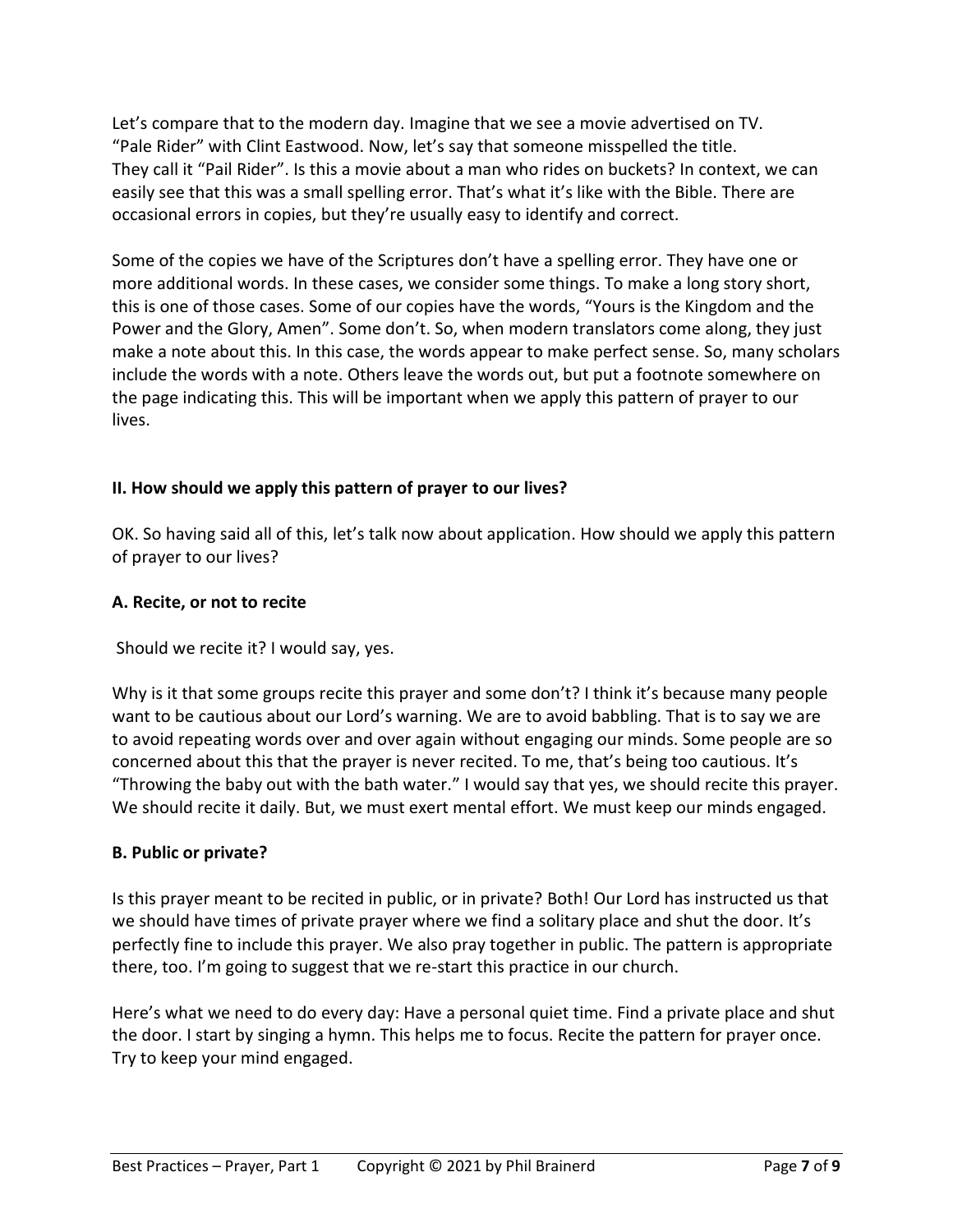Let's compare that to the modern day. Imagine that we see a movie advertised on TV. "Pale Rider" with Clint Eastwood. Now, let's say that someone misspelled the title. They call it "Pail Rider". Is this a movie about a man who rides on buckets? In context, we can easily see that this was a small spelling error. That's what it's like with the Bible. There are occasional errors in copies, but they're usually easy to identify and correct.

Some of the copies we have of the Scriptures don't have a spelling error. They have one or more additional words. In these cases, we consider some things. To make a long story short, this is one of those cases. Some of our copies have the words, "Yours is the Kingdom and the Power and the Glory, Amen". Some don't. So, when modern translators come along, they just make a note about this. In this case, the words appear to make perfect sense. So, many scholars include the words with a note. Others leave the words out, but put a footnote somewhere on the page indicating this. This will be important when we apply this pattern of prayer to our lives.

## II. How should we apply this pattern of prayer to our lives?

OK. So having said all of this, let's talk now about application. How should we apply this pattern of prayer to our lives?

### A. Recite, or not to recite

Should we recite it? I would say, yes.

Why is it that some groups recite this prayer and some don't? I think it's because many people want to be cautious about our Lord's warning. We are to avoid babbling. That is to say we are to avoid repeating words over and over again without engaging our minds. Some people are so concerned about this that the prayer is never recited. To me, that's being too cautious. It's "Throwing the baby out with the bath water." I would say that yes, we should recite this prayer. We should recite it daily. But, we must exert mental effort. We must keep our minds engaged.

### B. Public or private?

Is this prayer meant to be recited in public, or in private? Both! Our Lord has instructed us that we should have times of private prayer where we find a solitary place and shut the door. It's perfectly fine to include this prayer. We also pray together in public. The pattern is appropriate there, too. I'm going to suggest that we re-start this practice in our church.

Here's what we need to do every day: Have a personal quiet time. Find a private place and shut the door. I start by singing a hymn. This helps me to focus. Recite the pattern for prayer once. Try to keep your mind engaged.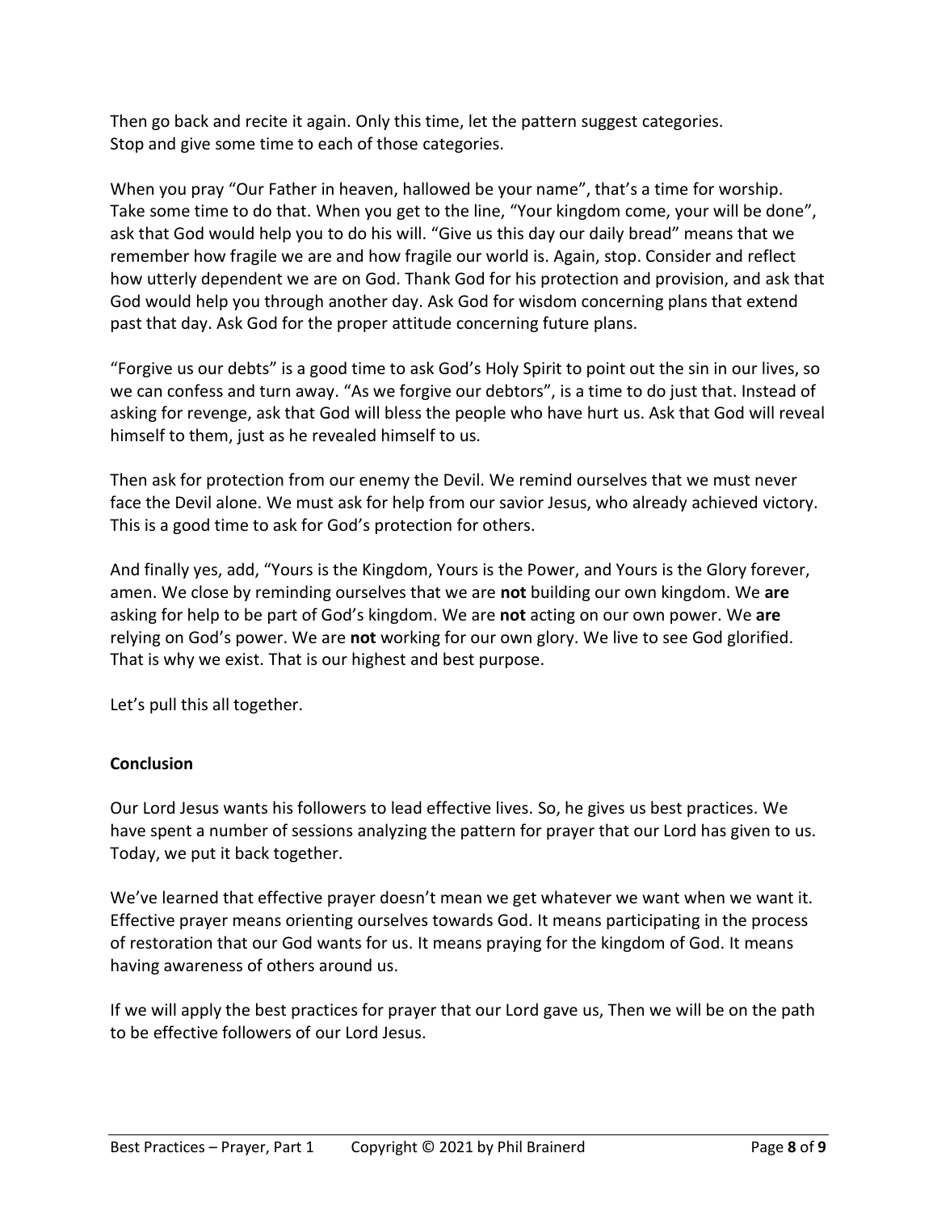Then go back and recite it again. Only this time, let the pattern suggest categories. Stop and give some time to each of those categories.

When you pray "Our Father in heaven, hallowed be your name", that's a time for worship. Take some time to do that. When you get to the line, "Your kingdom come, your will be done", ask that God would help you to do his will. "Give us this day our daily bread" means that we remember how fragile we are and how fragile our world is. Again, stop. Consider and reflect how utterly dependent we are on God. Thank God for his protection and provision, and ask that God would help you through another day. Ask God for wisdom concerning plans that extend past that day. Ask God for the proper attitude concerning future plans.

"Forgive us our debts" is a good time to ask God's Holy Spirit to point out the sin in our lives, so we can confess and turn away. "As we forgive our debtors", is a time to do just that. Instead of asking for revenge, ask that God will bless the people who have hurt us. Ask that God will reveal himself to them, just as he revealed himself to us.

Then ask for protection from our enemy the Devil. We remind ourselves that we must never face the Devil alone. We must ask for help from our savior Jesus, who already achieved victory. This is a good time to ask for God's protection for others.

And finally yes, add, "Yours is the Kingdom, Yours is the Power, and Yours is the Glory forever, amen. We close by reminding ourselves that we are **not** building our own kingdom. We **are** asking for help to be part of God's kingdom. We are **not** acting on our own power. We **are** relying on God's power. We are **not** working for our own glory. We live to see God glorified. That is why we exist. That is our highest and best purpose.

Let's pull this all together.

**Conclusion**

Our Lord Jesus wants his followers to lead effective lives. So, he gives us best practices. We have spent a number of sessions analyzing the pattern for prayer that our Lord has given to us. Today, we put it back together.

We've learned that effective prayer doesn't mean we get whatever we want when we want it. Effective prayer means orienting ourselves towards God. It means participating in the process of restoration that our God wants for us. It means praying for the kingdom of God. It means having awareness of others around us.

If we will apply the best practices for prayer that our Lord gave us, Then we will be on the path to be effective followers of our Lord Jesus.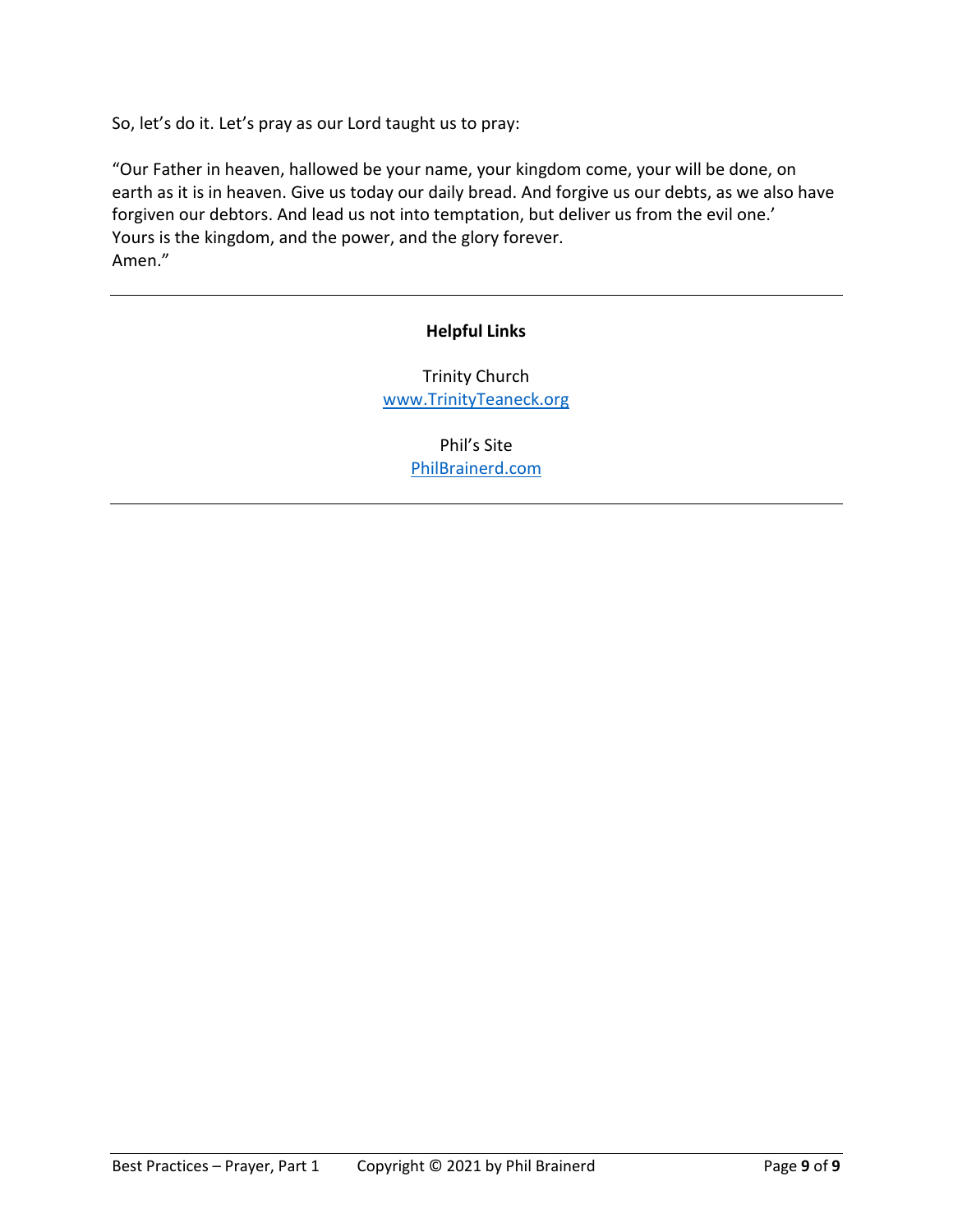So, let's do it. Let's pray as our Lord taught us to pray:

"Our Father in heaven, hallowed be your name, your kingdom come, your will be done, on earth as it is in heaven. Give us today our daily bread. And forgive us our debts, as we also have forgiven our debtors. And lead us not into temptation, but deliver us from the evil one.'
Yours is the kingdom, and the power, and the glory forever.
Amen."

---

**Helpful Links**

Trinity Church
www.TrinityTeaneck.org

Phil's Site
PhilBrainerd.com

---